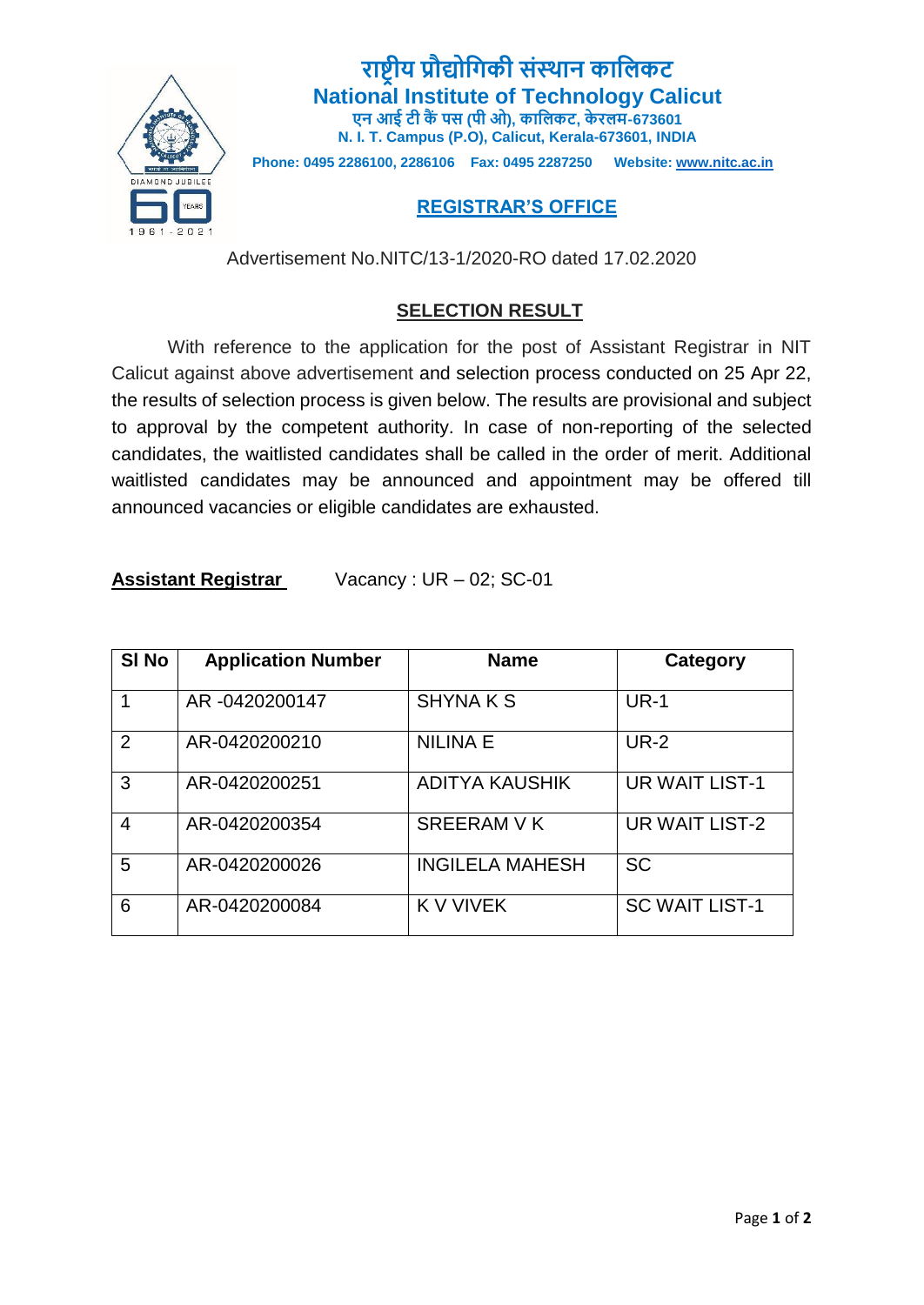# राष्ट्रीय प्रौद्योगिकी संस्थान कालिकट

## National Institute of Technology Calicut

**एन आई टी कैं पस (पी ओ), कालिकट, केरलम-673601**

**N. I. T. Campus (P.O), Calicut, Kerala-673601, INDIA**

**Phone: 0495 2286100, 2286106 Fax: 0495 2287250 Website: www.nitc.ac.in**

### REGISTRAR'S OFFICE

Advertisement No.NITC/13-1/2020-RO dated 17.02.2020

### SELECTION RESULT

With reference to the application for the post of Assistant Registrar in NIT Calicut against above advertisement and selection process conducted on 25 Apr 22, the results of selection process is given below. The results are provisional and subject to approval by the competent authority. In case of non-reporting of the selected candidates, the waitlisted candidates shall be called in the order of merit. Additional waitlisted candidates may be announced and appointment may be offered till announced vacancies or eligible candidates are exhausted.

**Assistant Registrar** Vacancy : UR – 02; SC-01

| Sl No | Application Number | Name | Category |
|---|---|---|---|
| 1 | AR -0420200147 | SHYNA K S | UR-1 |
| 2 | AR-0420200210 | NILINA E | UR-2 |
| 3 | AR-0420200251 | ADITYA KAUSHIK | UR WAIT LIST-1 |
| 4 | AR-0420200354 | SREERAM V K | UR WAIT LIST-2 |
| 5 | AR-0420200026 | INGILELA MAHESH | SC |
| 6 | AR-0420200084 | K V VIVEK | SC WAIT LIST-1 |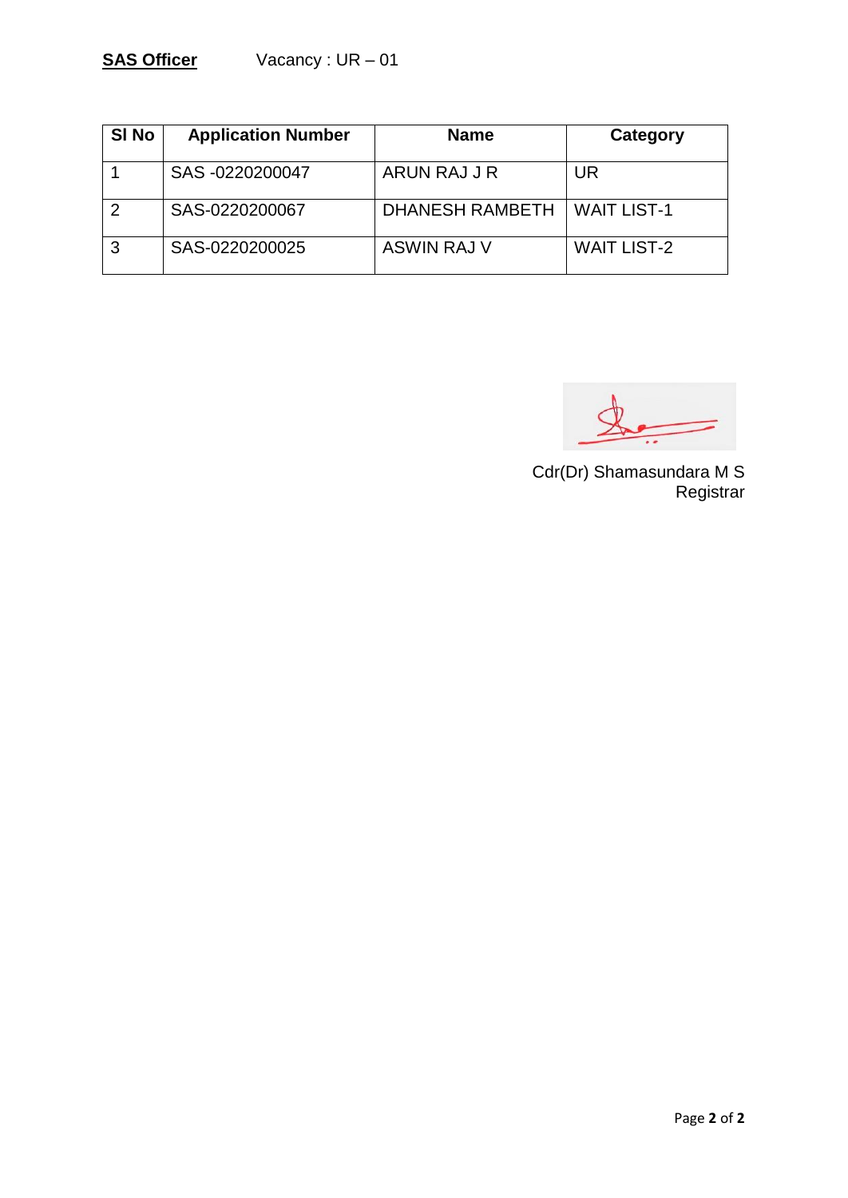**SAS Officer** Vacancy : UR – 01

| Sl No | Application Number | Name | Category |
|---|---|---|---|
| 1 | SAS -0220200047 | ARUN RAJ J R | UR |
| 2 | SAS-0220200067 | DHANESH RAMBETH | WAIT LIST-1 |
| 3 | SAS-0220200025 | ASWIN RAJ V | WAIT LIST-2 |

Cdr(Dr) Shamasundara M S
Registrar